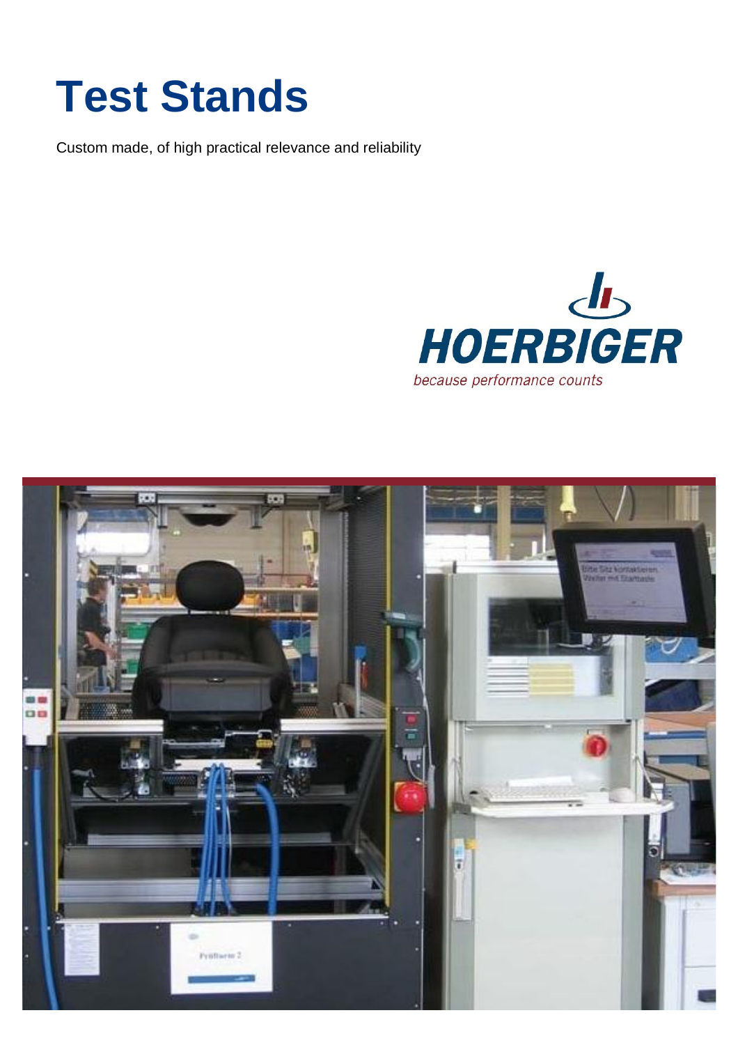# Test Stands

Custom made, of high practical relevance and reliability

HOERBIGER

*because performance counts*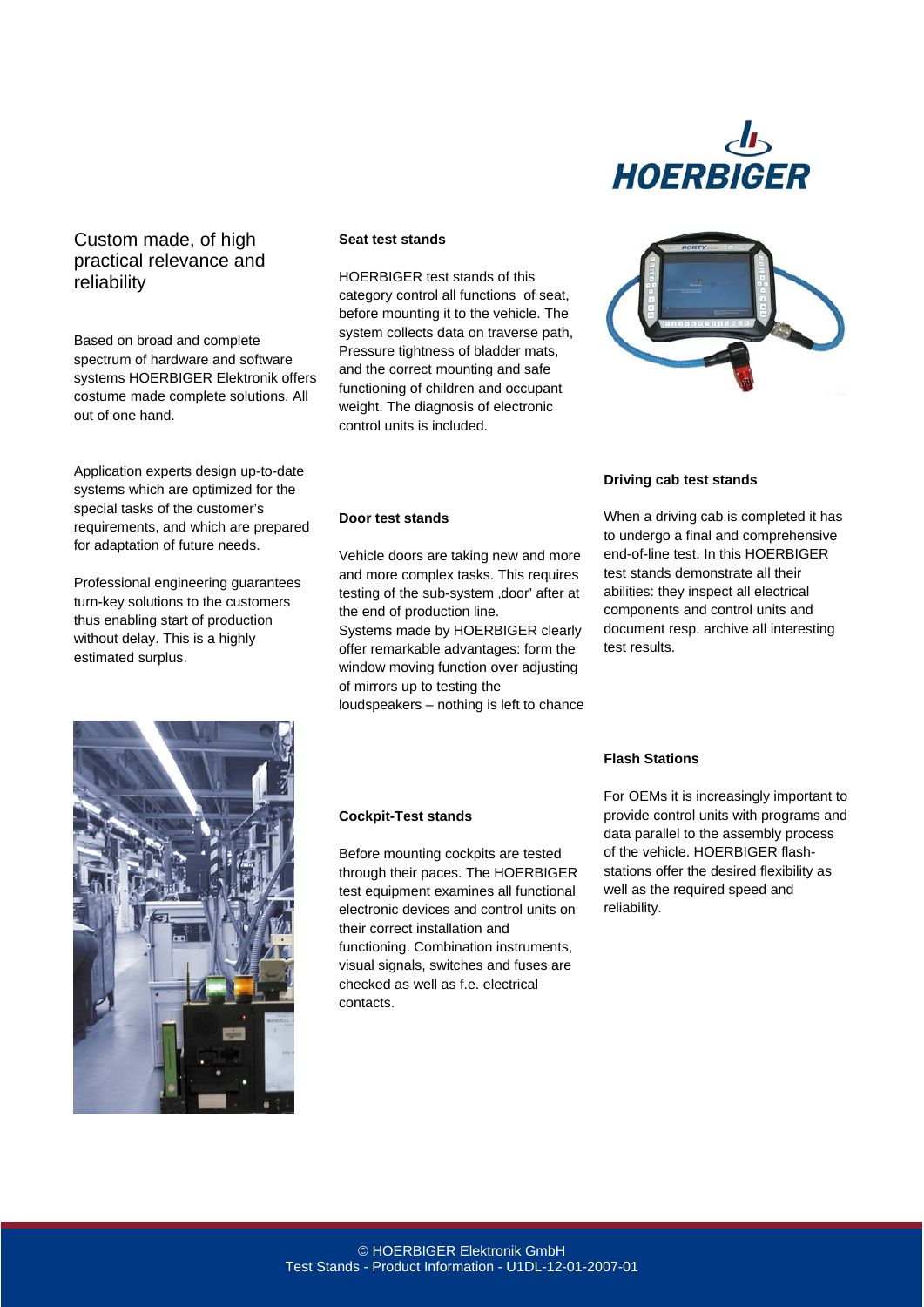# Custom made, of high practical relevance and reliability

Based on broad and complete spectrum of hardware and software systems HOERBIGER Elektronik offers costume made complete solutions. All out of one hand.

Application experts design up-to-date systems which are optimized for the special tasks of the customer's requirements, and which are prepared for adaptation of future needs.

Professional engineering guarantees turn-key solutions to the customers thus enabling start of production without delay. This is a highly estimated surplus.

**Seat test stands**

HOERBIGER test stands of this category control all functions of seat, before mounting it to the vehicle. The system collects data on traverse path, Pressure tightness of bladder mats, and the correct mounting and safe functioning of children and occupant weight. The diagnosis of electronic control units is included.

**Door test stands**

Vehicle doors are taking new and more and more complex tasks. This requires testing of the sub-system ‚door' after at the end of production line.
Systems made by HOERBIGER clearly offer remarkable advantages: form the window moving function over adjusting of mirrors up to testing the loudspeakers – nothing is left to chance

**Cockpit-Test stands**

Before mounting cockpits are tested through their paces. The HOERBIGER test equipment examines all functional electronic devices and control units on their correct installation and functioning. Combination instruments, visual signals, switches and fuses are checked as well as f.e. electrical contacts.

**Driving cab test stands**

When a driving cab is completed it has to undergo a final and comprehensive end-of-line test. In this HOERBIGER test stands demonstrate all their abilities: they inspect all electrical components and control units and document resp. archive all interesting test results.

**Flash Stations**

For OEMs it is increasingly important to provide control units with programs and data parallel to the assembly process of the vehicle. HOERBIGER flash-stations offer the desired flexibility as well as the required speed and reliability.

© HOERBIGER Elektronik GmbH
Test Stands - Product Information - U1DL-12-01-2007-01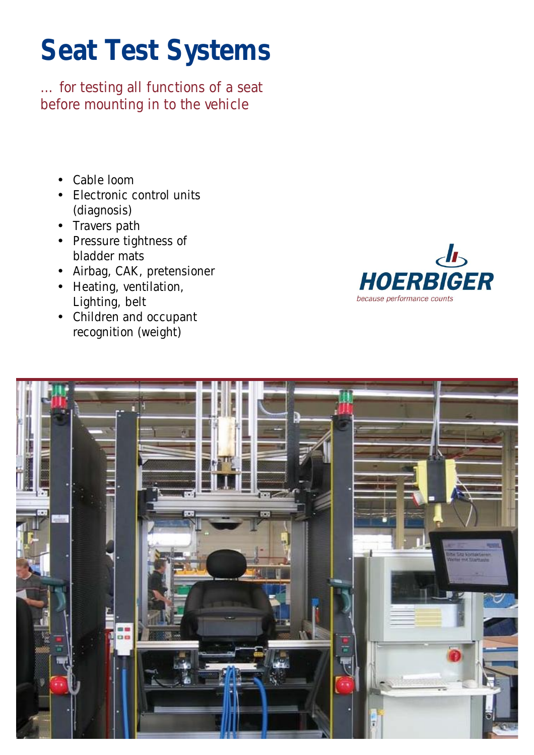# Seat Test Systems

... for testing all functions of a seat before mounting in to the vehicle

- Cable loom
- Electronic control units (diagnosis)
- Travers path
- Pressure tightness of bladder mats
- Airbag, CAK, pretensioner
- Heating, ventilation, Lighting, belt
- Children and occupant recognition (weight)

HOERBIGER

*because performance counts*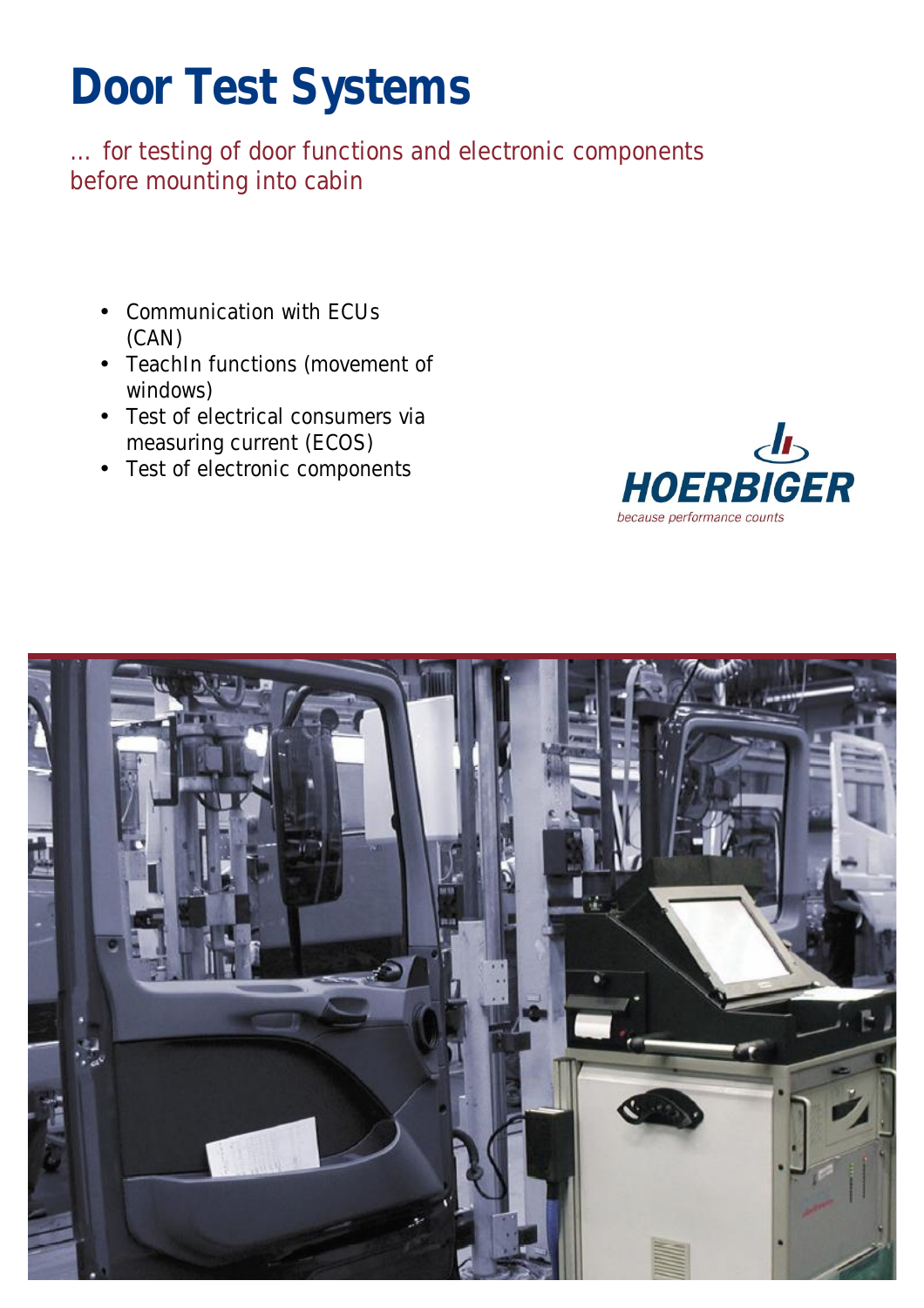# Door Test Systems

… for testing of door functions and electronic components before mounting into cabin

- Communication with ECUs (CAN)
- TeachIn functions (movement of windows)
- Test of electrical consumers via measuring current (ECOS)
- Test of electronic components

HOERBIGER
*because performance counts*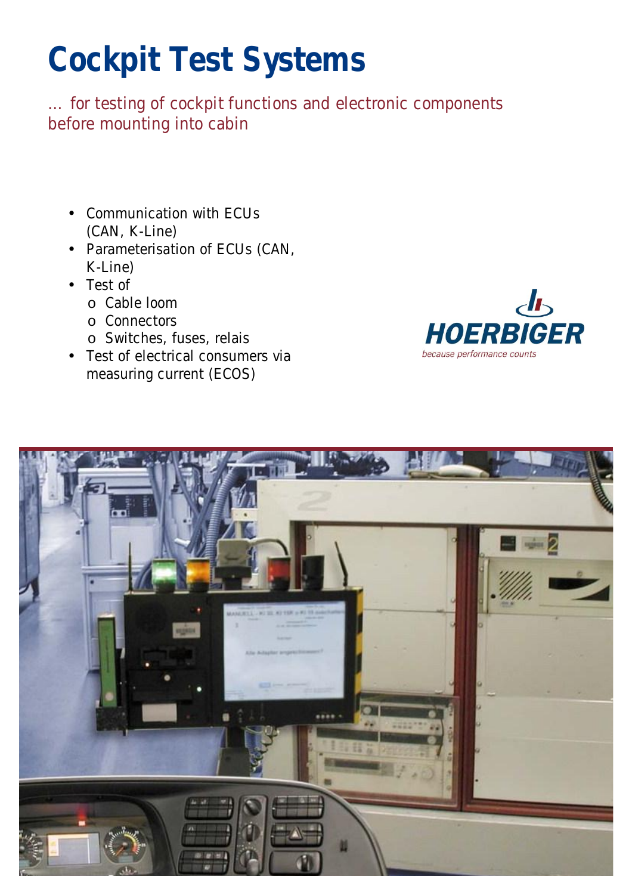# Cockpit Test Systems

… for testing of cockpit functions and electronic components before mounting into cabin

- Communication with ECUs (CAN, K-Line)
- Parameterisation of ECUs (CAN, K-Line)
- Test of
  - Cable loom
  - Connectors
  - Switches, fuses, relais
- Test of electrical consumers via measuring current (ECOS)

HOERBIGER

*because performance counts*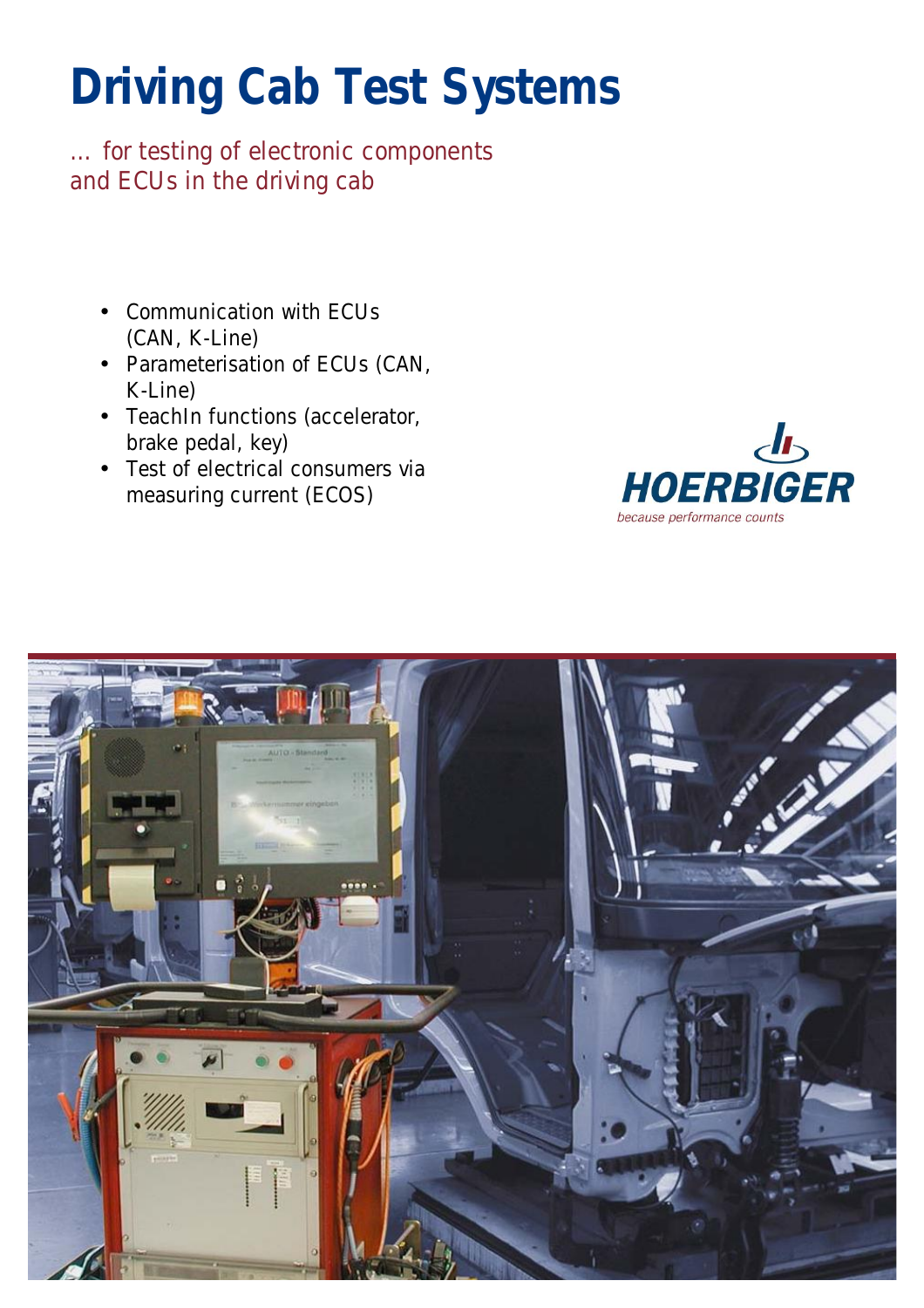# Driving Cab Test Systems

... for testing of electronic components and ECUs in the driving cab

- Communication with ECUs (CAN, K-Line)
- Parameterisation of ECUs (CAN, K-Line)
- TeachIn functions (accelerator, brake pedal, key)
- Test of electrical consumers via measuring current (ECOS)

HOERBIGER

*because performance counts*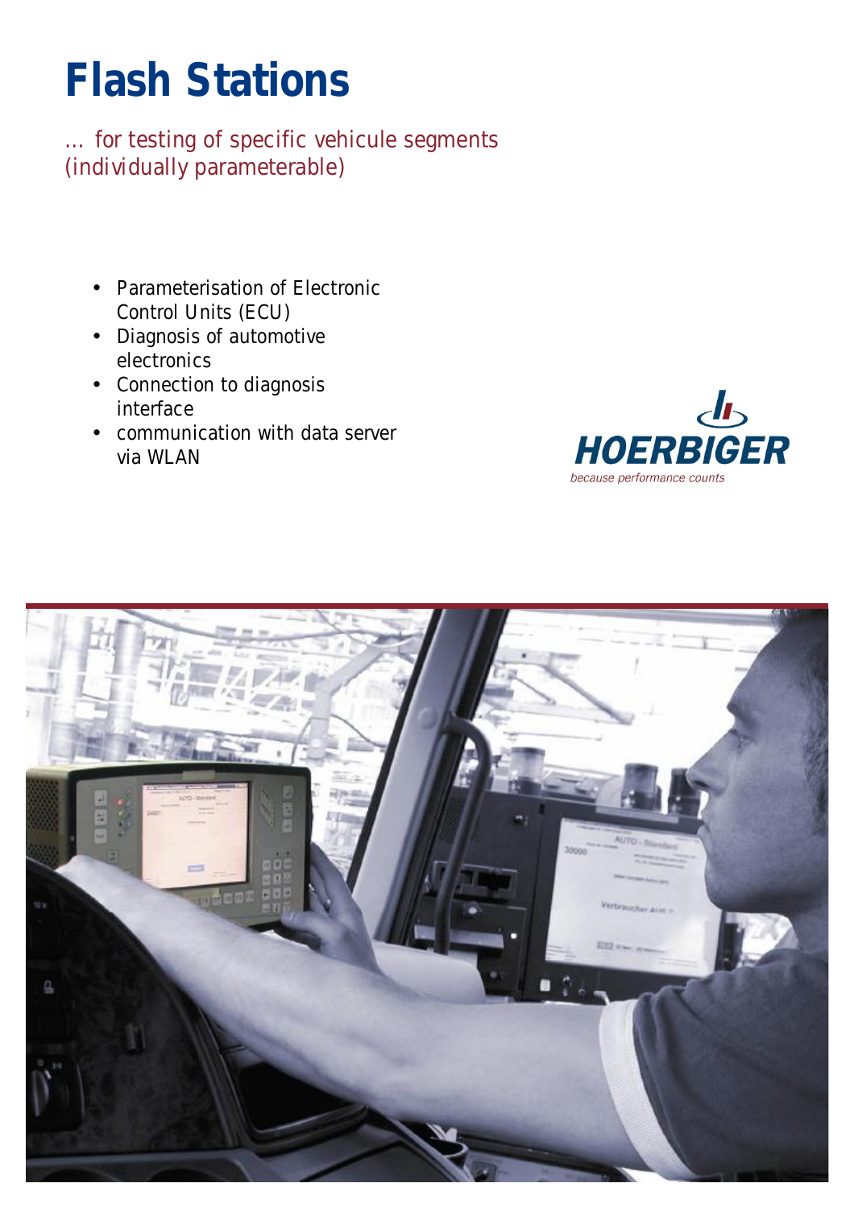# Flash Stations

... for testing of specific vehicule segments (individually parameterable)

- Parameterisation of Electronic Control Units (ECU)
- Diagnosis of automotive electronics
- Connection to diagnosis interface
- communication with data server via WLAN

HOERBIGER
*because performance counts*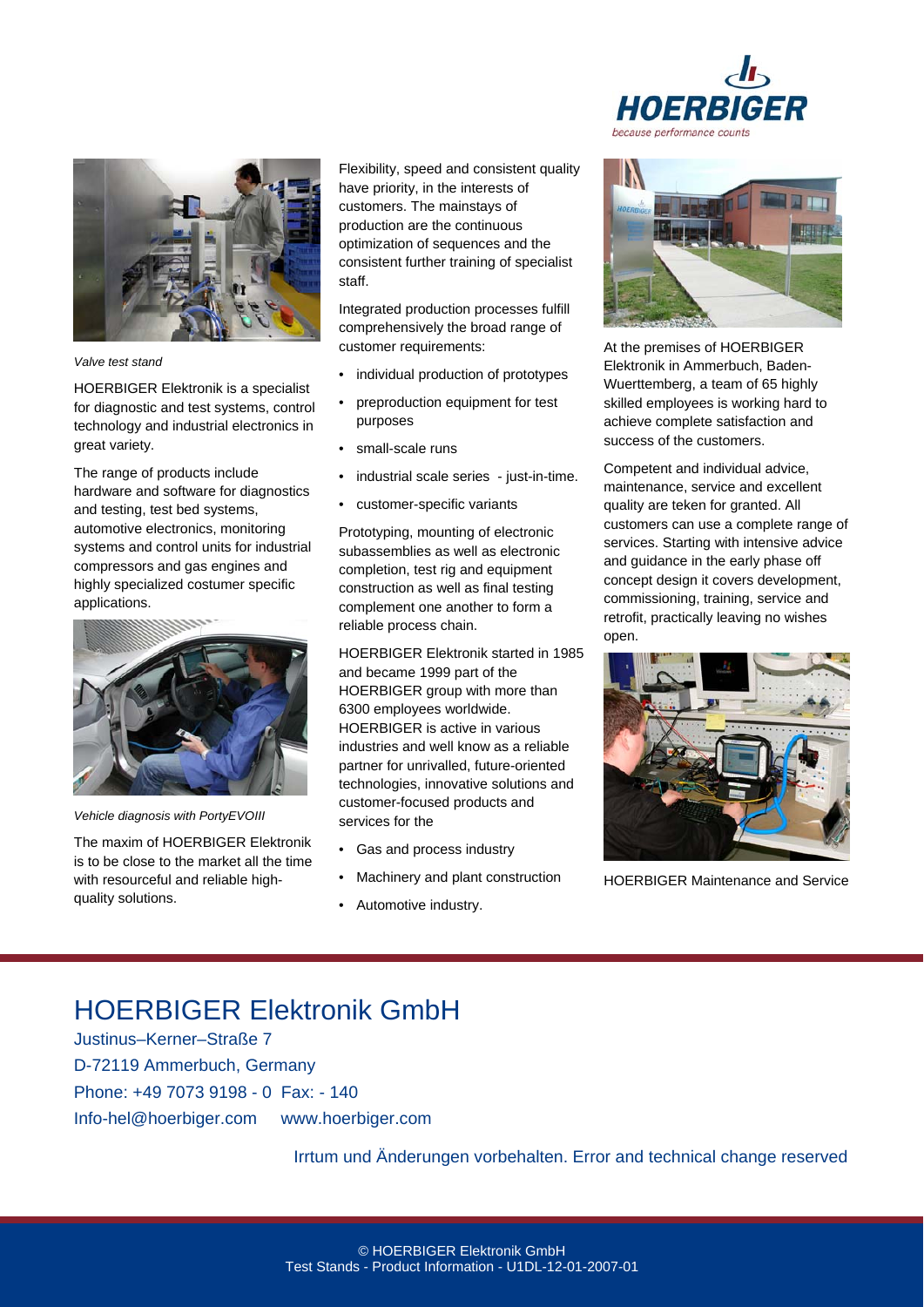*Valve test stand*

HOERBIGER Elektronik is a specialist for diagnostic and test systems, control technology and industrial electronics in great variety.

The range of products include hardware and software for diagnostics and testing, test bed systems, automotive electronics, monitoring systems and control units for industrial compressors and gas engines and highly specialized costumer specific applications.

*Vehicle diagnosis with PortyEVOIII*

The maxim of HOERBIGER Elektronik is to be close to the market all the time with resourceful and reliable high-quality solutions.

Flexibility, speed and consistent quality have priority, in the interests of customers. The mainstays of production are the continuous optimization of sequences and the consistent further training of specialist staff.

Integrated production processes fulfill comprehensively the broad range of customer requirements:

- individual production of prototypes
- preproduction equipment for test purposes
- small-scale runs
- industrial scale series - just-in-time.
- customer-specific variants

Prototyping, mounting of electronic subassemblies as well as electronic completion, test rig and equipment construction as well as final testing complement one another to form a reliable process chain.

HOERBIGER Elektronik started in 1985 and became 1999 part of the HOERBIGER group with more than 6300 employees worldwide. HOERBIGER is active in various industries and well know as a reliable partner for unrivalled, future-oriented technologies, innovative solutions and customer-focused products and services for the

- Gas and process industry
- Machinery and plant construction
- Automotive industry.

At the premises of HOERBIGER Elektronik in Ammerbuch, Baden-Wuerttemberg, a team of 65 highly skilled employees is working hard to achieve complete satisfaction and success of the customers.

Competent and individual advice, maintenance, service and excellent quality are teken for granted. All customers can use a complete range of services. Starting with intensive advice and guidance in the early phase off concept design it covers development, commissioning, training, service and retrofit, practically leaving no wishes open.

HOERBIGER Maintenance and Service

# HOERBIGER Elektronik GmbH

Justinus–Kerner–Straße 7
D-72119 Ammerbuch, Germany
Phone: +49 7073 9198 - 0 Fax: - 140
Info-hel@hoerbiger.com www.hoerbiger.com

Irrtum und Änderungen vorbehalten. Error and technical change reserved

© HOERBIGER Elektronik GmbH
Test Stands - Product Information - U1DL-12-01-2007-01